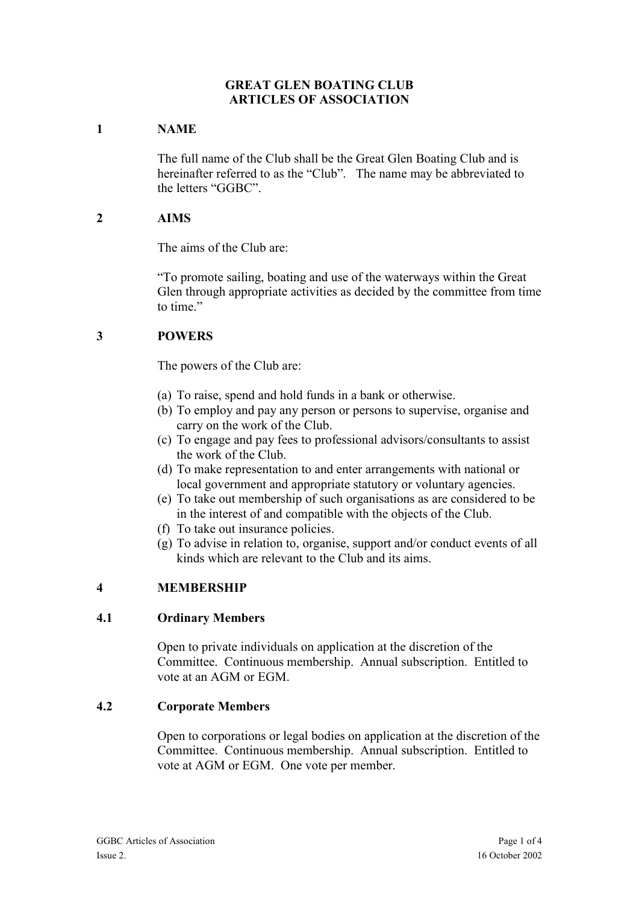# GREAT GLEN BOATING CLUB
# ARTICLES OF ASSOCIATION

## 1 NAME

The full name of the Club shall be the Great Glen Boating Club and is hereinafter referred to as the "Club". The name may be abbreviated to the letters "GGBC".

## 2 AIMS

The aims of the Club are:

"To promote sailing, boating and use of the waterways within the Great Glen through appropriate activities as decided by the committee from time to time."

## 3 POWERS

The powers of the Club are:

(a) To raise, spend and hold funds in a bank or otherwise.
(b) To employ and pay any person or persons to supervise, organise and carry on the work of the Club.
(c) To engage and pay fees to professional advisors/consultants to assist the work of the Club.
(d) To make representation to and enter arrangements with national or local government and appropriate statutory or voluntary agencies.
(e) To take out membership of such organisations as are considered to be in the interest of and compatible with the objects of the Club.
(f) To take out insurance policies.
(g) To advise in relation to, organise, support and/or conduct events of all kinds which are relevant to the Club and its aims.

## 4 MEMBERSHIP

### 4.1 Ordinary Members

Open to private individuals on application at the discretion of the Committee. Continuous membership. Annual subscription. Entitled to vote at an AGM or EGM.

### 4.2 Corporate Members

Open to corporations or legal bodies on application at the discretion of the Committee. Continuous membership. Annual subscription. Entitled to vote at AGM or EGM. One vote per member.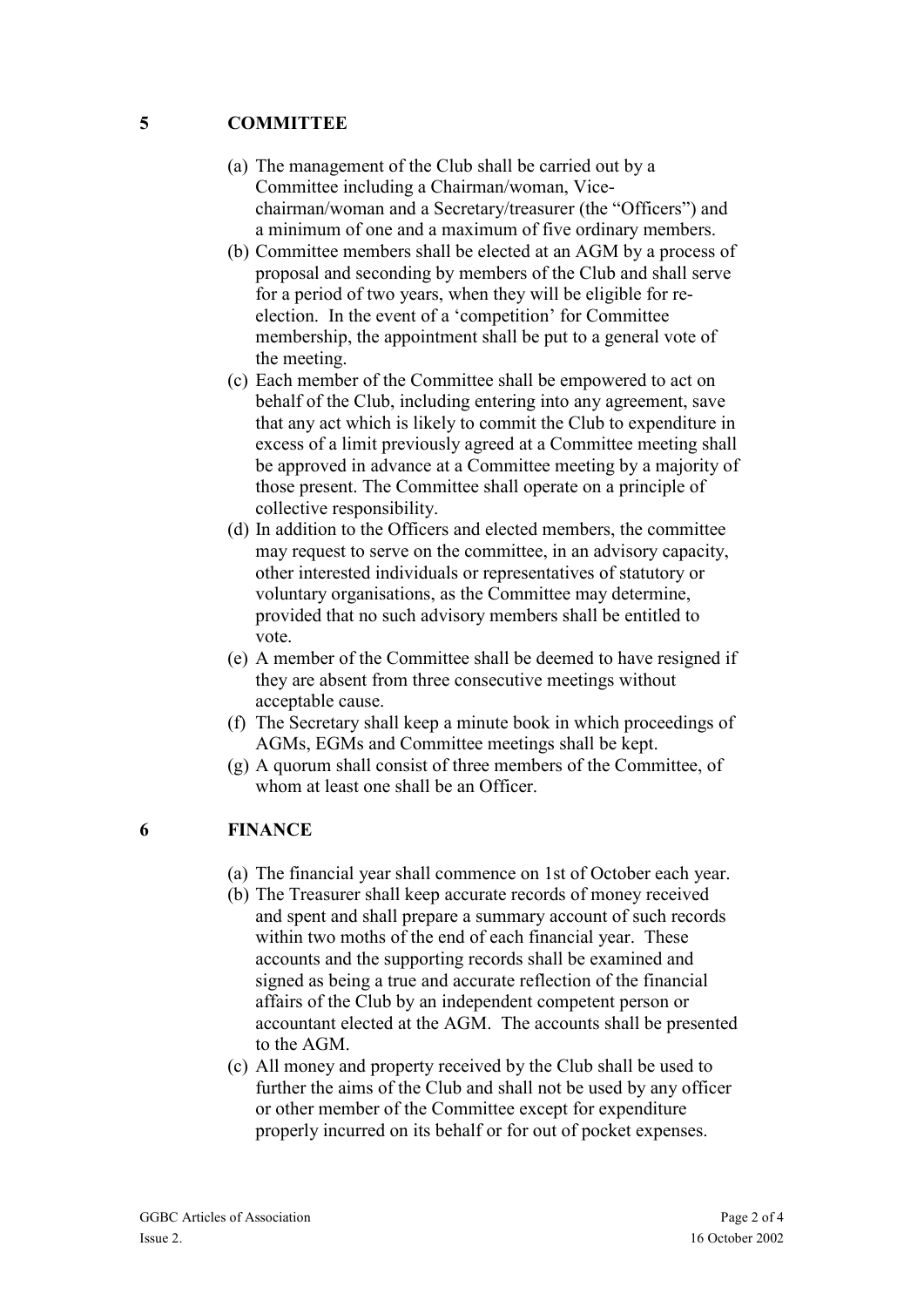## 5 COMMITTEE

(a) The management of the Club shall be carried out by a Committee including a Chairman/woman, Vice-chairman/woman and a Secretary/treasurer (the "Officers") and a minimum of one and a maximum of five ordinary members.

(b) Committee members shall be elected at an AGM by a process of proposal and seconding by members of the Club and shall serve for a period of two years, when they will be eligible for re-election. In the event of a 'competition' for Committee membership, the appointment shall be put to a general vote of the meeting.

(c) Each member of the Committee shall be empowered to act on behalf of the Club, including entering into any agreement, save that any act which is likely to commit the Club to expenditure in excess of a limit previously agreed at a Committee meeting shall be approved in advance at a Committee meeting by a majority of those present. The Committee shall operate on a principle of collective responsibility.

(d) In addition to the Officers and elected members, the committee may request to serve on the committee, in an advisory capacity, other interested individuals or representatives of statutory or voluntary organisations, as the Committee may determine, provided that no such advisory members shall be entitled to vote.

(e) A member of the Committee shall be deemed to have resigned if they are absent from three consecutive meetings without acceptable cause.

(f) The Secretary shall keep a minute book in which proceedings of AGMs, EGMs and Committee meetings shall be kept.

(g) A quorum shall consist of three members of the Committee, of whom at least one shall be an Officer.

## 6 FINANCE

(a) The financial year shall commence on 1st of October each year.

(b) The Treasurer shall keep accurate records of money received and spent and shall prepare a summary account of such records within two moths of the end of each financial year. These accounts and the supporting records shall be examined and signed as being a true and accurate reflection of the financial affairs of the Club by an independent competent person or accountant elected at the AGM. The accounts shall be presented to the AGM.

(c) All money and property received by the Club shall be used to further the aims of the Club and shall not be used by any officer or other member of the Committee except for expenditure properly incurred on its behalf or for out of pocket expenses.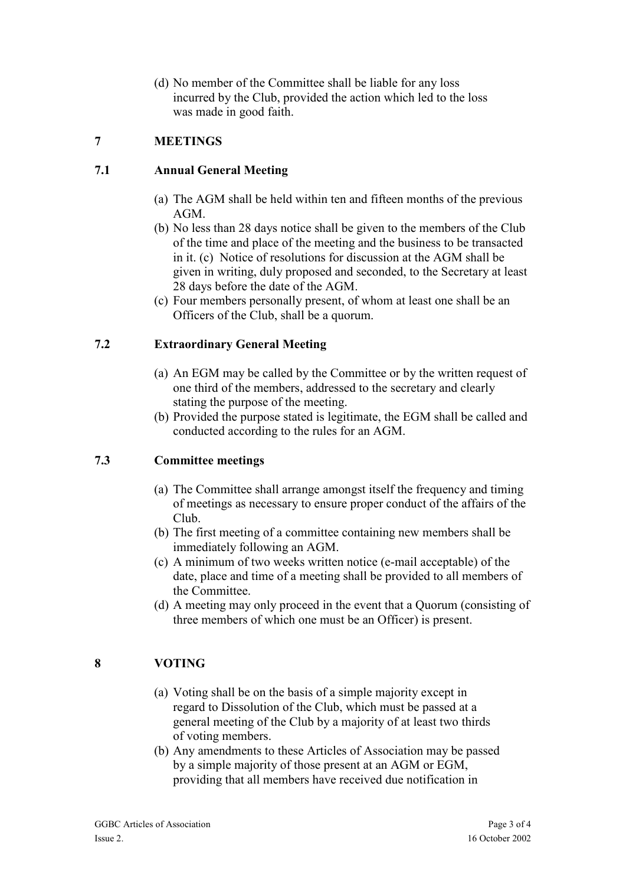(d) No member of the Committee shall be liable for any loss incurred by the Club, provided the action which led to the loss was made in good faith.

## 7 MEETINGS

### 7.1 Annual General Meeting

(a) The AGM shall be held within ten and fifteen months of the previous AGM.

(b) No less than 28 days notice shall be given to the members of the Club of the time and place of the meeting and the business to be transacted in it. (c) Notice of resolutions for discussion at the AGM shall be given in writing, duly proposed and seconded, to the Secretary at least 28 days before the date of the AGM.

(c) Four members personally present, of whom at least one shall be an Officers of the Club, shall be a quorum.

### 7.2 Extraordinary General Meeting

(a) An EGM may be called by the Committee or by the written request of one third of the members, addressed to the secretary and clearly stating the purpose of the meeting.

(b) Provided the purpose stated is legitimate, the EGM shall be called and conducted according to the rules for an AGM.

### 7.3 Committee meetings

(a) The Committee shall arrange amongst itself the frequency and timing of meetings as necessary to ensure proper conduct of the affairs of the Club.

(b) The first meeting of a committee containing new members shall be immediately following an AGM.

(c) A minimum of two weeks written notice (e-mail acceptable) of the date, place and time of a meeting shall be provided to all members of the Committee.

(d) A meeting may only proceed in the event that a Quorum (consisting of three members of which one must be an Officer) is present.

## 8 VOTING

(a) Voting shall be on the basis of a simple majority except in regard to Dissolution of the Club, which must be passed at a general meeting of the Club by a majority of at least two thirds of voting members.

(b) Any amendments to these Articles of Association may be passed by a simple majority of those present at an AGM or EGM, providing that all members have received due notification in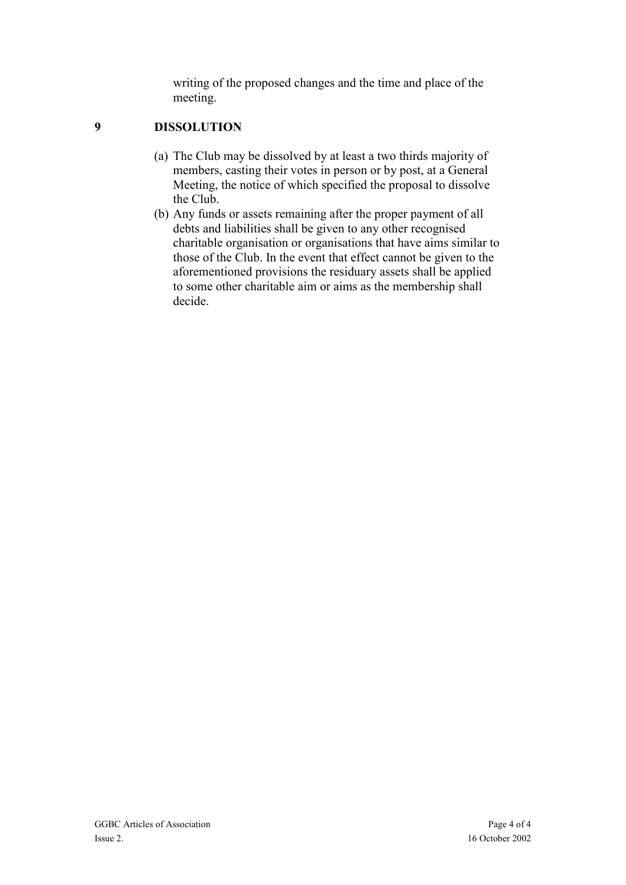writing of the proposed changes and the time and place of the meeting.

## 9 DISSOLUTION

(a) The Club may be dissolved by at least a two thirds majority of members, casting their votes in person or by post, at a General Meeting, the notice of which specified the proposal to dissolve the Club.

(b) Any funds or assets remaining after the proper payment of all debts and liabilities shall be given to any other recognised charitable organisation or organisations that have aims similar to those of the Club. In the event that effect cannot be given to the aforementioned provisions the residuary assets shall be applied to some other charitable aim or aims as the membership shall decide.